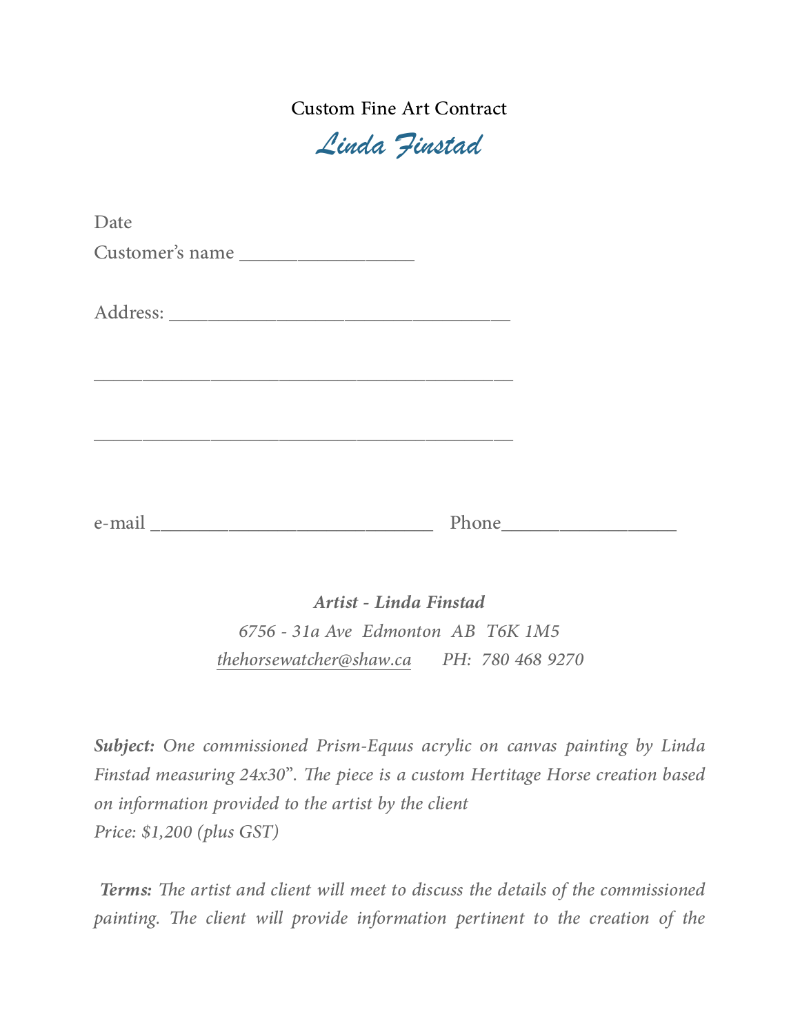# Custom Fine Art Contract

## *Linda Finstad*

Date

Customer's name ___________________

Address: _____________________________________

_____________________________________________

_____________________________________________

e-mail _______________________________ Phone___________________

***Artist - Linda Finstad***

*6756 - 31a Ave Edmonton AB T6K 1M5*

*thehorsewatcher@shaw.ca* *PH: 780 468 9270*

***Subject:*** *One commissioned Prism-Equus acrylic on canvas painting by Linda Finstad measuring 24x30". The piece is a custom Hertitage Horse creation based on information provided to the artist by the client*

*Price: $1,200 (plus GST)*

***Terms:*** *The artist and client will meet to discuss the details of the commissioned painting. The client will provide information pertinent to the creation of the*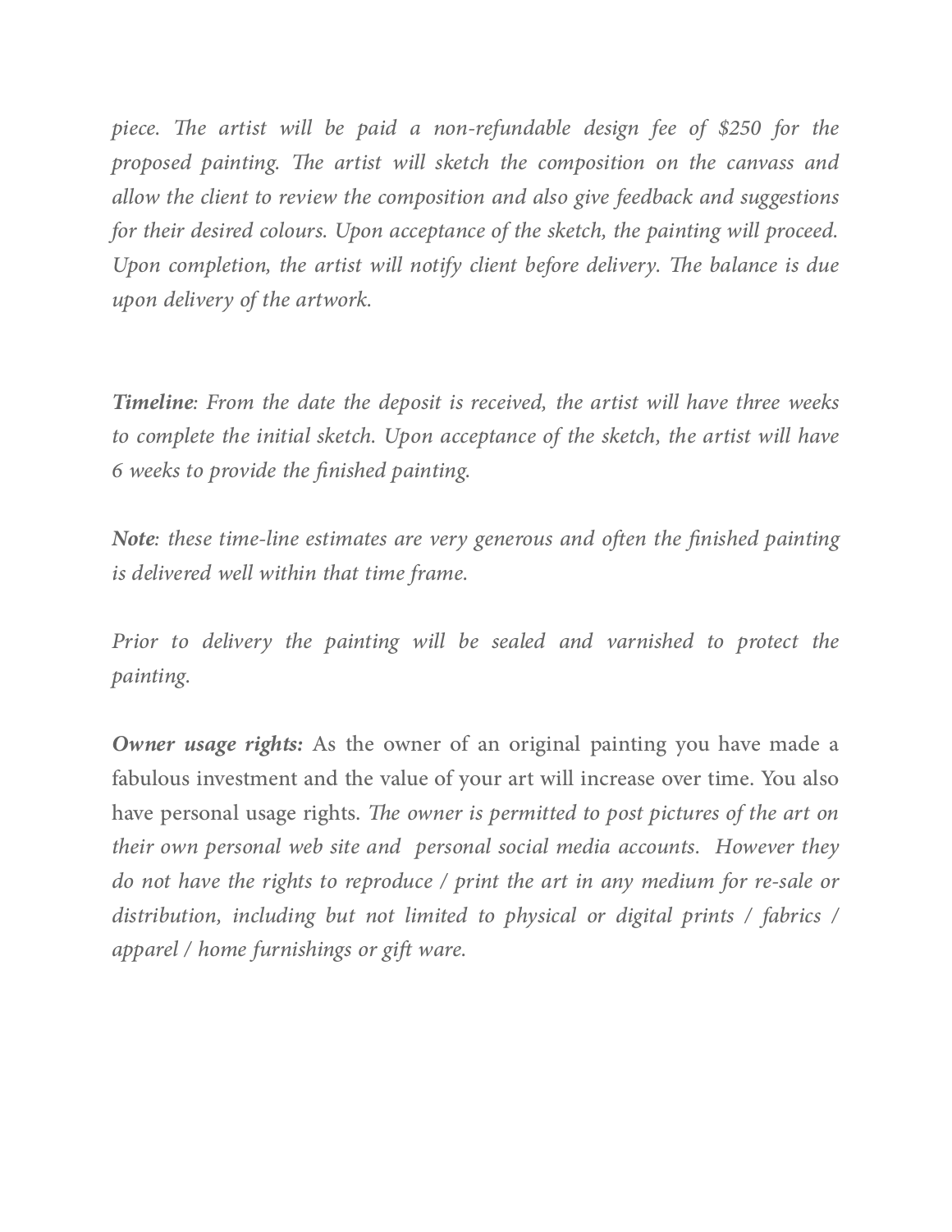*piece. The artist will be paid a non-refundable design fee of $250 for the proposed painting. The artist will sketch the composition on the canvass and allow the client to review the composition and also give feedback and suggestions for their desired colours. Upon acceptance of the sketch, the painting will proceed. Upon completion, the artist will notify client before delivery. The balance is due upon delivery of the artwork.*

***Timeline****: From the date the deposit is received, the artist will have three weeks to complete the initial sketch. Upon acceptance of the sketch, the artist will have 6 weeks to provide the finished painting.*

***Note****: these time-line estimates are very generous and often the finished painting is delivered well within that time frame.*

*Prior to delivery the painting will be sealed and varnished to protect the painting.*

***Owner usage rights:*** As the owner of an original painting you have made a fabulous investment and the value of your art will increase over time. You also have personal usage rights. *The owner is permitted to post pictures of the art on their own personal web site and personal social media accounts. However they do not have the rights to reproduce / print the art in any medium for re-sale or distribution, including but not limited to physical or digital prints / fabrics / apparel / home furnishings or gift ware.*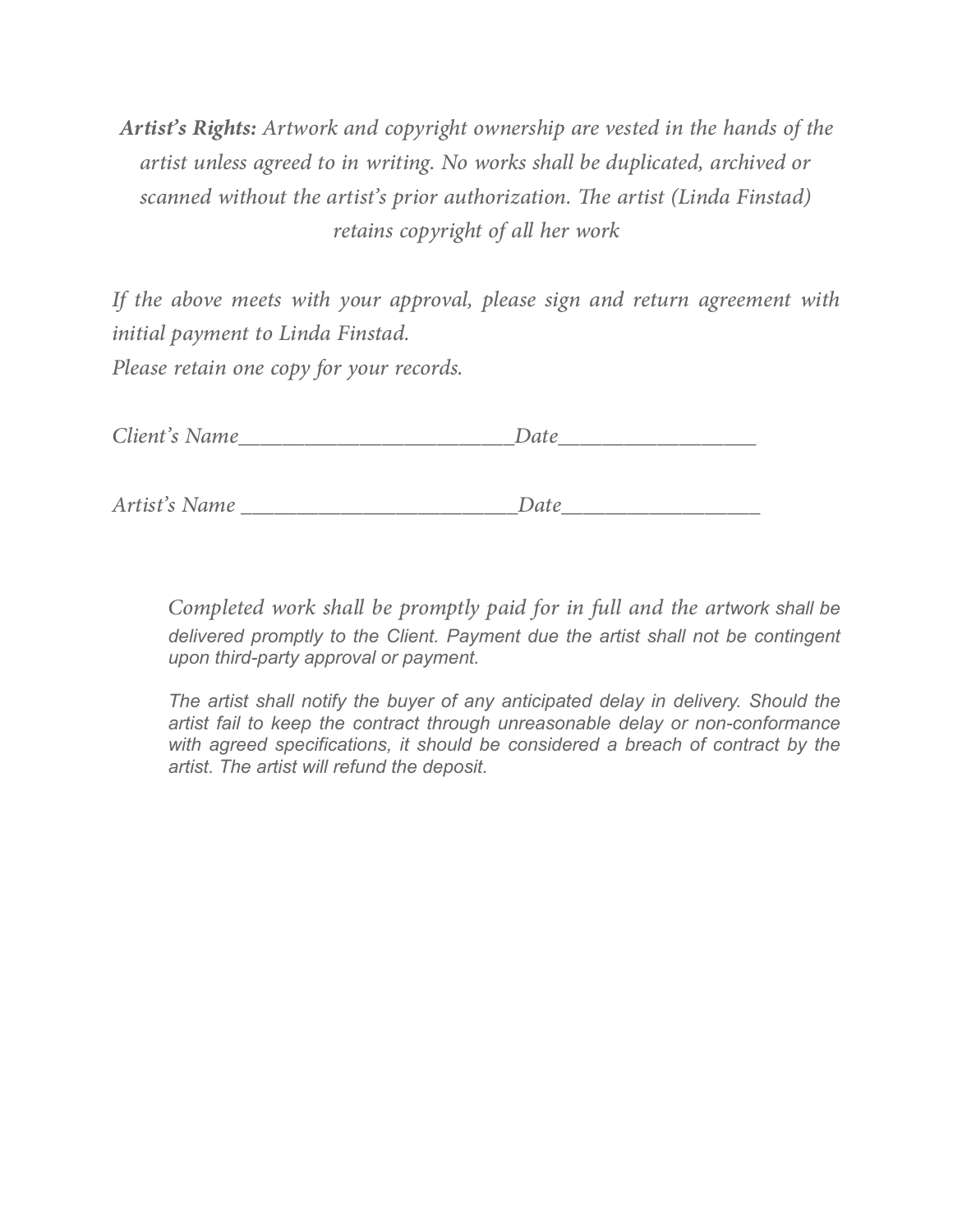***Artist's Rights:*** *Artwork and copyright ownership are vested in the hands of the artist unless agreed to in writing. No works shall be duplicated, archived or scanned without the artist's prior authorization. The artist (Linda Finstad) retains copyright of all her work*

*If the above meets with your approval, please sign and return agreement with initial payment to Linda Finstad.*
*Please retain one copy for your records.*

*Client's Name_________________________Date_________________*

*Artist's Name _________________________Date_________________*

*Completed work shall be promptly paid for in full and the artwork shall be delivered promptly to the Client. Payment due the artist shall not be contingent upon third-party approval or payment.*

*The artist shall notify the buyer of any anticipated delay in delivery. Should the artist fail to keep the contract through unreasonable delay or non-conformance with agreed specifications, it should be considered a breach of contract by the artist. The artist will refund the deposit.*